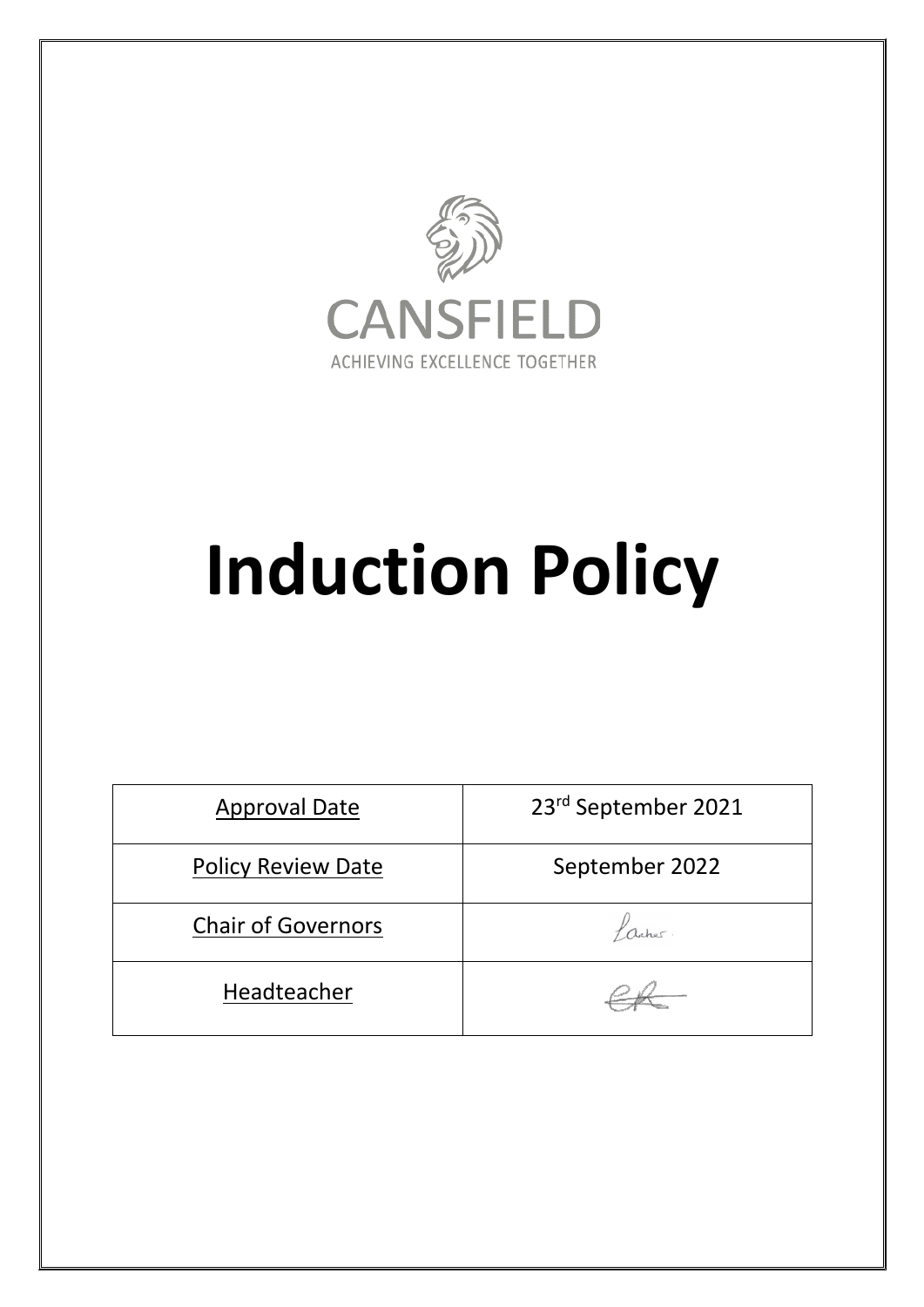CANSFIELD

ACHIEVING EXCELLENCE TOGETHER

# Induction Policy

| Approval Date | 23rd September 2021 |
| --- | --- |
| Policy Review Date | September 2022 |
| Chair of Governors | |
| Headteacher | |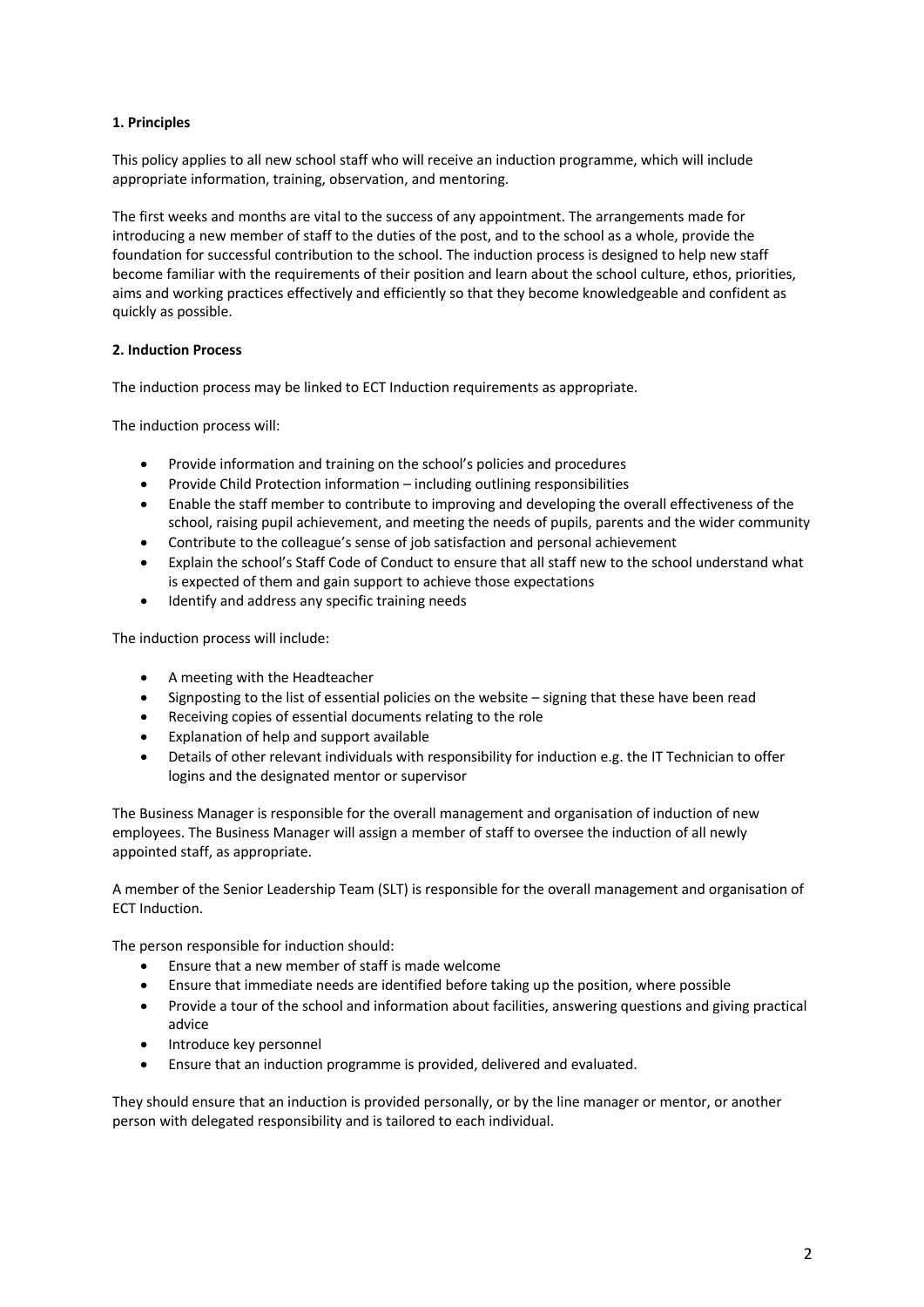**1. Principles**

This policy applies to all new school staff who will receive an induction programme, which will include appropriate information, training, observation, and mentoring.

The first weeks and months are vital to the success of any appointment. The arrangements made for introducing a new member of staff to the duties of the post, and to the school as a whole, provide the foundation for successful contribution to the school. The induction process is designed to help new staff become familiar with the requirements of their position and learn about the school culture, ethos, priorities, aims and working practices effectively and efficiently so that they become knowledgeable and confident as quickly as possible.

**2. Induction Process**

The induction process may be linked to ECT Induction requirements as appropriate.

The induction process will:

- Provide information and training on the school's policies and procedures
- Provide Child Protection information – including outlining responsibilities
- Enable the staff member to contribute to improving and developing the overall effectiveness of the school, raising pupil achievement, and meeting the needs of pupils, parents and the wider community
- Contribute to the colleague's sense of job satisfaction and personal achievement
- Explain the school's Staff Code of Conduct to ensure that all staff new to the school understand what is expected of them and gain support to achieve those expectations
- Identify and address any specific training needs

The induction process will include:

- A meeting with the Headteacher
- Signposting to the list of essential policies on the website – signing that these have been read
- Receiving copies of essential documents relating to the role
- Explanation of help and support available
- Details of other relevant individuals with responsibility for induction e.g. the IT Technician to offer logins and the designated mentor or supervisor

The Business Manager is responsible for the overall management and organisation of induction of new employees. The Business Manager will assign a member of staff to oversee the induction of all newly appointed staff, as appropriate.

A member of the Senior Leadership Team (SLT) is responsible for the overall management and organisation of ECT Induction.

The person responsible for induction should:

- Ensure that a new member of staff is made welcome
- Ensure that immediate needs are identified before taking up the position, where possible
- Provide a tour of the school and information about facilities, answering questions and giving practical advice
- Introduce key personnel
- Ensure that an induction programme is provided, delivered and evaluated.

They should ensure that an induction is provided personally, or by the line manager or mentor, or another person with delegated responsibility and is tailored to each individual.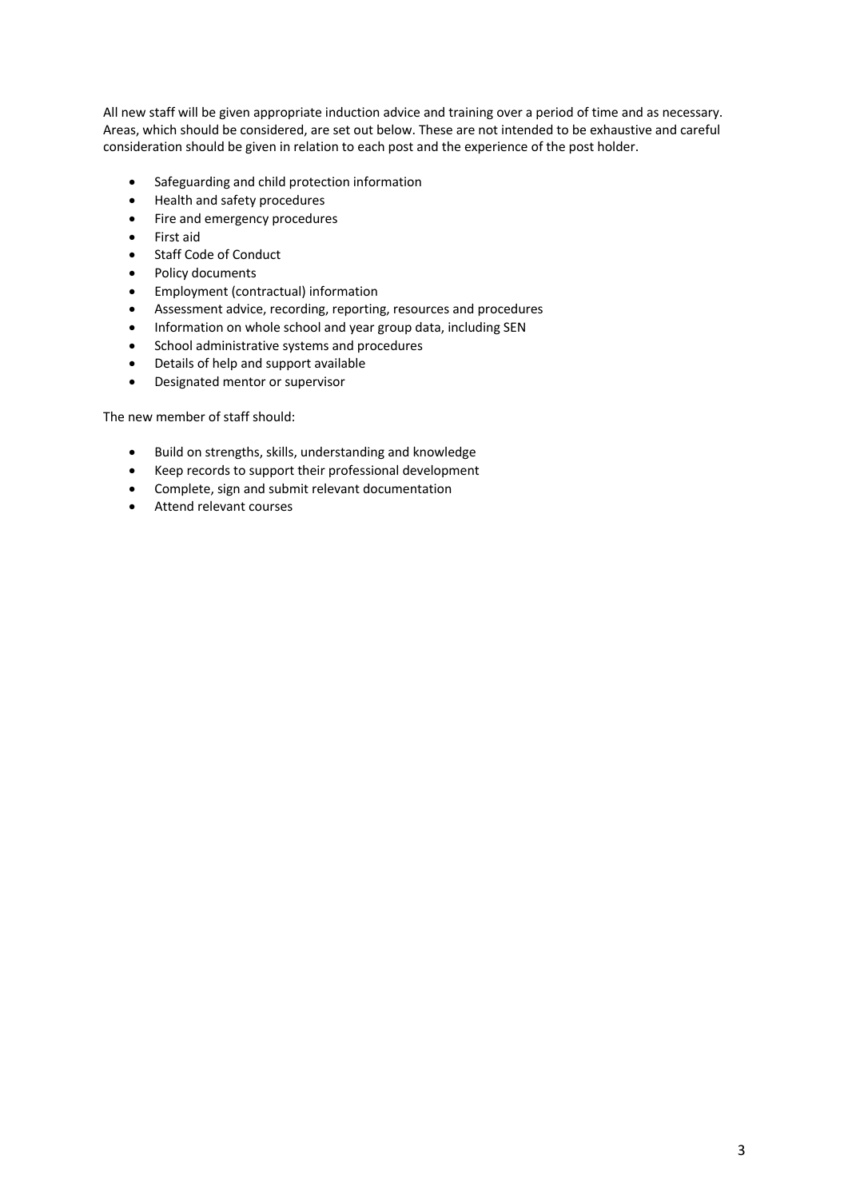All new staff will be given appropriate induction advice and training over a period of time and as necessary. Areas, which should be considered, are set out below. These are not intended to be exhaustive and careful consideration should be given in relation to each post and the experience of the post holder.

- Safeguarding and child protection information
- Health and safety procedures
- Fire and emergency procedures
- First aid
- Staff Code of Conduct
- Policy documents
- Employment (contractual) information
- Assessment advice, recording, reporting, resources and procedures
- Information on whole school and year group data, including SEN
- School administrative systems and procedures
- Details of help and support available
- Designated mentor or supervisor

The new member of staff should:

- Build on strengths, skills, understanding and knowledge
- Keep records to support their professional development
- Complete, sign and submit relevant documentation
- Attend relevant courses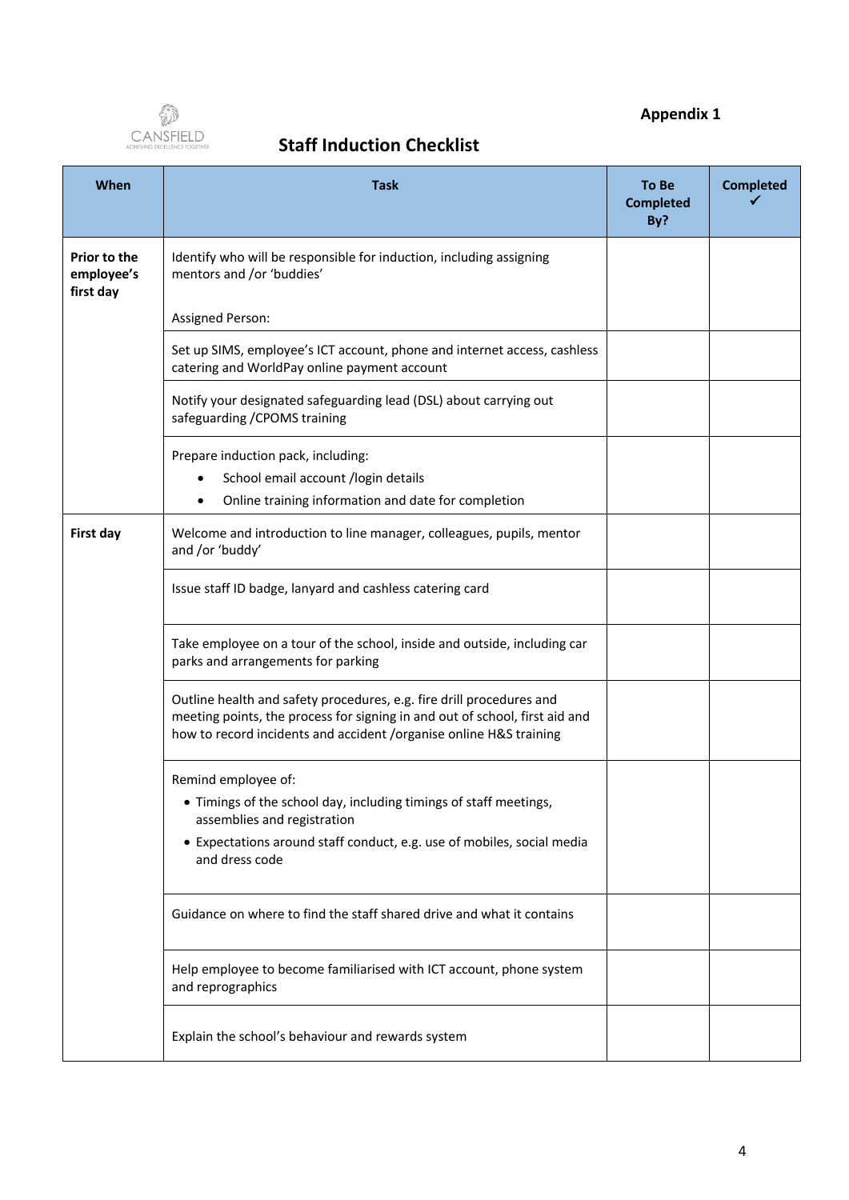**Appendix 1**

CANSFIELD
ACHIEVING EXCELLENCE TOGETHER

## Staff Induction Checklist

| When | Task | To Be Completed By? | Completed ✓ |
|---|---|---|---|
| **Prior to the employee's first day** | Identify who will be responsible for induction, including assigning mentors and /or 'buddies'<br><br>Assigned Person: | | |
| | Set up SIMS, employee's ICT account, phone and internet access, cashless catering and WorldPay online payment account | | |
| | Notify your designated safeguarding lead (DSL) about carrying out safeguarding /CPOMS training | | |
| | Prepare induction pack, including:<br>• School email account /login details<br>• Online training information and date for completion | | |
| **First day** | Welcome and introduction to line manager, colleagues, pupils, mentor and /or 'buddy' | | |
| | Issue staff ID badge, lanyard and cashless catering card | | |
| | Take employee on a tour of the school, inside and outside, including car parks and arrangements for parking | | |
| | Outline health and safety procedures, e.g. fire drill procedures and meeting points, the process for signing in and out of school, first aid and how to record incidents and accident /organise online H&S training | | |
| | Remind employee of:<br>• Timings of the school day, including timings of staff meetings, assemblies and registration<br>• Expectations around staff conduct, e.g. use of mobiles, social media and dress code | | |
| | Guidance on where to find the staff shared drive and what it contains | | |
| | Help employee to become familiarised with ICT account, phone system and reprographics | | |
| | Explain the school's behaviour and rewards system | | |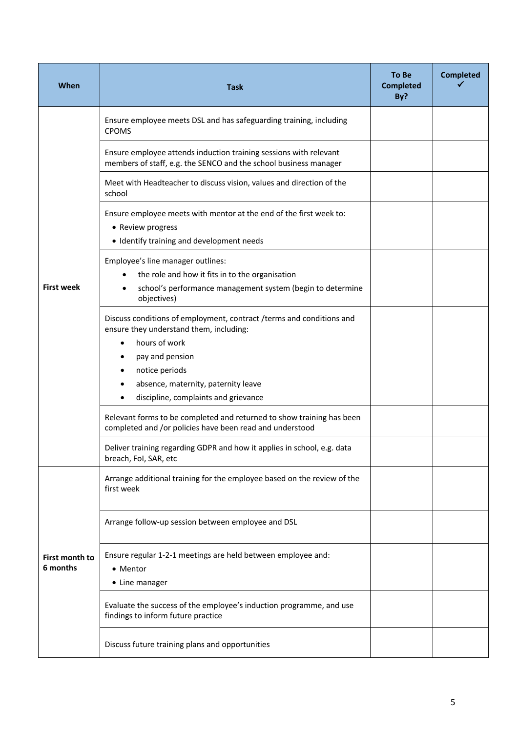| When | Task | To Be Completed By? | Completed ✓ |
|---|---|---|---|
| First week | Ensure employee meets DSL and has safeguarding training, including CPOMS | | |
| | Ensure employee attends induction training sessions with relevant members of staff, e.g. the SENCO and the school business manager | | |
| | Meet with Headteacher to discuss vision, values and direction of the school | | |
| | Ensure employee meets with mentor at the end of the first week to:<br>• Review progress<br>• Identify training and development needs | | |
| | Employee's line manager outlines:<br>• the role and how it fits in to the organisation<br>• school's performance management system (begin to determine objectives) | | |
| | Discuss conditions of employment, contract /terms and conditions and ensure they understand them, including:<br>• hours of work<br>• pay and pension<br>• notice periods<br>• absence, maternity, paternity leave<br>• discipline, complaints and grievance | | |
| | Relevant forms to be completed and returned to show training has been completed and /or policies have been read and understood | | |
| | Deliver training regarding GDPR and how it applies in school, e.g. data breach, FoI, SAR, etc | | |
| First month to 6 months | Arrange additional training for the employee based on the review of the first week | | |
| | Arrange follow-up session between employee and DSL | | |
| | Ensure regular 1-2-1 meetings are held between employee and:<br>• Mentor<br>• Line manager | | |
| | Evaluate the success of the employee's induction programme, and use findings to inform future practice | | |
| | Discuss future training plans and opportunities | | |